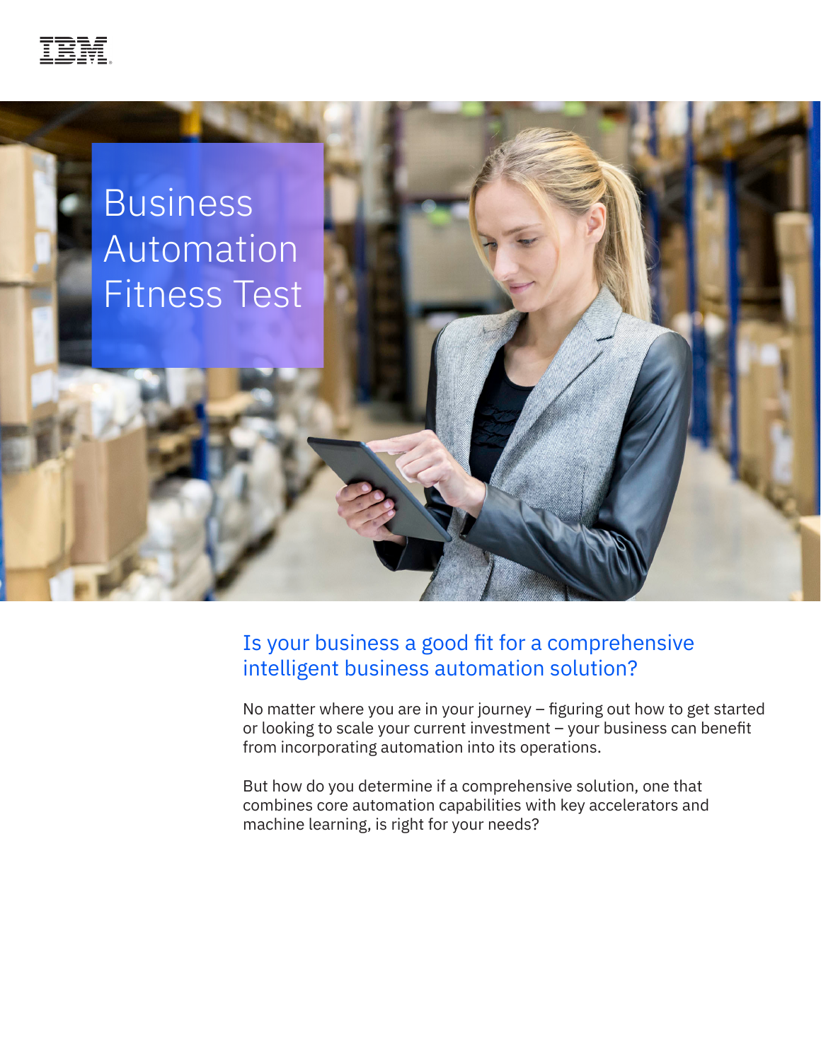# Business Automation Fitness Test

## Is your business a good fit for a comprehensive intelligent business automation solution?

No matter where you are in your journey – figuring out how to get started or looking to scale your current investment – your business can benefit from incorporating automation into its operations.

But how do you determine if a comprehensive solution, one that combines core automation capabilities with key accelerators and machine learning, is right for your needs?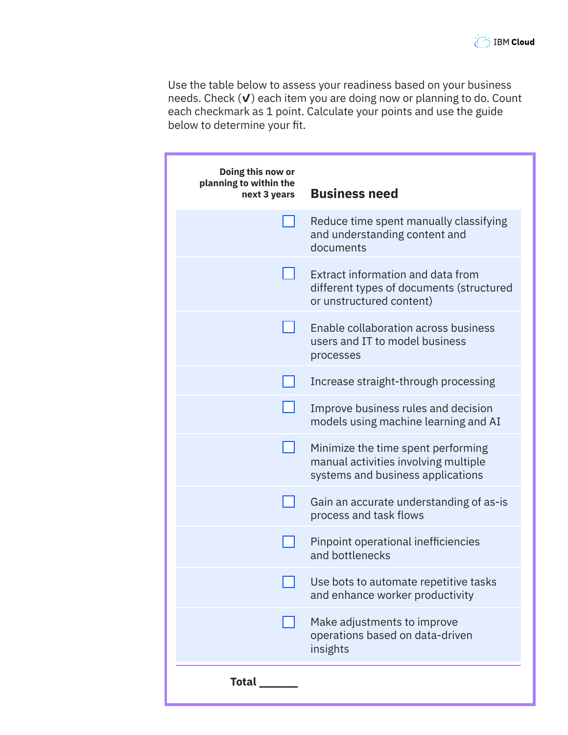Use the table below to assess your readiness based on your business needs. Check (✔) each item you are doing now or planning to do. Count each checkmark as 1 point. Calculate your points and use the guide below to determine your fit.

| Doing this now or planning to within the next 3 years | Business need |
|---|---|
| ☐ | Reduce time spent manually classifying and understanding content and documents |
| ☐ | Extract information and data from different types of documents (structured or unstructured content) |
| ☐ | Enable collaboration across business users and IT to model business processes |
| ☐ | Increase straight-through processing |
| ☐ | Improve business rules and decision models using machine learning and AI |
| ☐ | Minimize the time spent performing manual activities involving multiple systems and business applications |
| ☐ | Gain an accurate understanding of as-is process and task flows |
| ☐ | Pinpoint operational inefficiencies and bottlenecks |
| ☐ | Use bots to automate repetitive tasks and enhance worker productivity |
| ☐ | Make adjustments to improve operations based on data-driven insights |
| **Total** ______ | |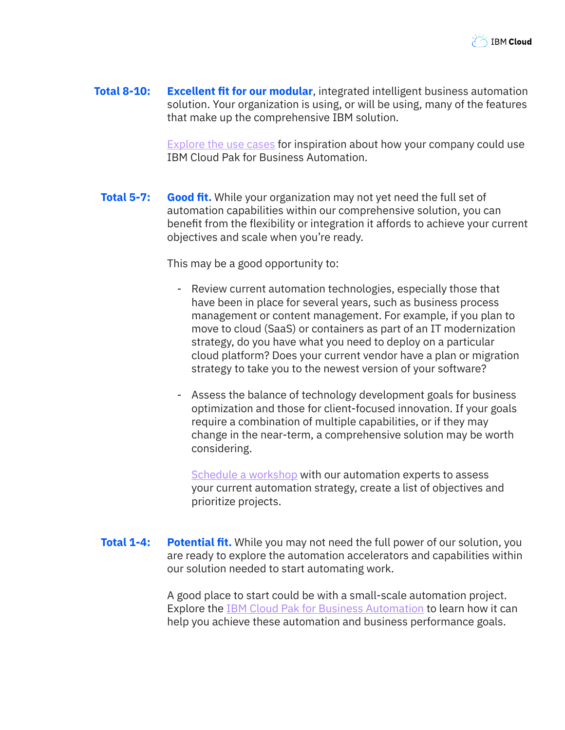**Total 8-10:** **Excellent fit for our modular**, integrated intelligent business automation solution. Your organization is using, or will be using, many of the features that make up the comprehensive IBM solution.

Explore the use cases for inspiration about how your company could use IBM Cloud Pak for Business Automation.

**Total 5-7:** **Good fit.** While your organization may not yet need the full set of automation capabilities within our comprehensive solution, you can benefit from the flexibility or integration it affords to achieve your current objectives and scale when you're ready.

This may be a good opportunity to:

- Review current automation technologies, especially those that have been in place for several years, such as business process management or content management. For example, if you plan to move to cloud (SaaS) or containers as part of an IT modernization strategy, do you have what you need to deploy on a particular cloud platform? Does your current vendor have a plan or migration strategy to take you to the newest version of your software?

- Assess the balance of technology development goals for business optimization and those for client-focused innovation. If your goals require a combination of multiple capabilities, or if they may change in the near-term, a comprehensive solution may be worth considering.

  Schedule a workshop with our automation experts to assess your current automation strategy, create a list of objectives and prioritize projects.

**Total 1-4:** **Potential fit.** While you may not need the full power of our solution, you are ready to explore the automation accelerators and capabilities within our solution needed to start automating work.

A good place to start could be with a small-scale automation project. Explore the IBM Cloud Pak for Business Automation to learn how it can help you achieve these automation and business performance goals.